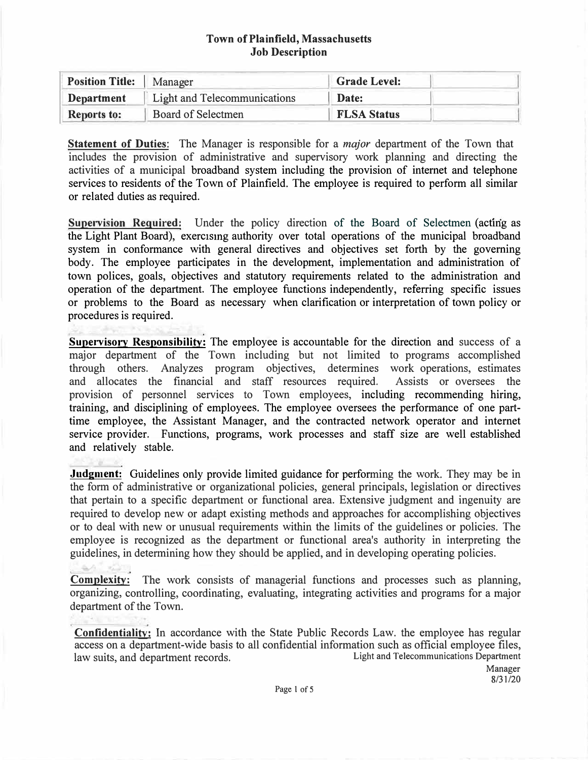**Town of Plainfield, Massachusetts**
**Job Description**

| **Position Title:** | Manager | **Grade Level:** | |
|---|---|---|---|
| **Department** | Light and Telecommunications | **Date:** | |
| **Reports to:** | Board of Selectmen | **FLSA Status** | |

**Statement of Duties**: The Manager is responsible for a *major* department of the Town that includes the provision of administrative and supervisory work planning and directing the activities of a municipal broadband system including the provision of internet and telephone services to residents of the Town of Plainfield. The employee is required to perform all similar or related duties as required.

**Supervision Required:** Under the policy direction of the Board of Selectmen (acting as the Light Plant Board), exercising authority over total operations of the municipal broadband system in conformance with general directives and objectives set forth by the governing body. The employee participates in the development, implementation and administration of town polices, goals, objectives and statutory requirements related to the administration and operation of the department. The employee functions independently, referring specific issues or problems to the Board as necessary when clarification or interpretation of town policy or procedures is required.

**Supervisory Responsibility:** The employee is accountable for the direction and success of a major department of the Town including but not limited to programs accomplished through others. Analyzes program objectives, determines work operations, estimates and allocates the financial and staff resources required. Assists or oversees the provision of personnel services to Town employees, including recommending hiring, training, and disciplining of employees. The employee oversees the performance of one part-time employee, the Assistant Manager, and the contracted network operator and internet service provider. Functions, programs, work processes and staff size are well established and relatively stable.

**Judgment:** Guidelines only provide limited guidance for performing the work. They may be in the form of administrative or organizational policies, general principals, legislation or directives that pertain to a specific department or functional area. Extensive judgment and ingenuity are required to develop new or adapt existing methods and approaches for accomplishing objectives or to deal with new or unusual requirements within the limits of the guidelines or policies. The employee is recognized as the department or functional area's authority in interpreting the guidelines, in determining how they should be applied, and in developing operating policies.

**Complexity:** The work consists of managerial functions and processes such as planning, organizing, controlling, coordinating, evaluating, integrating activities and programs for a major department of the Town.

**Confidentiality:** In accordance with the State Public Records Law. the employee has regular access on a department-wide basis to all confidential information such as official employee files, law suits, and department records.

Light and Telecommunications Department
Manager
8/31/20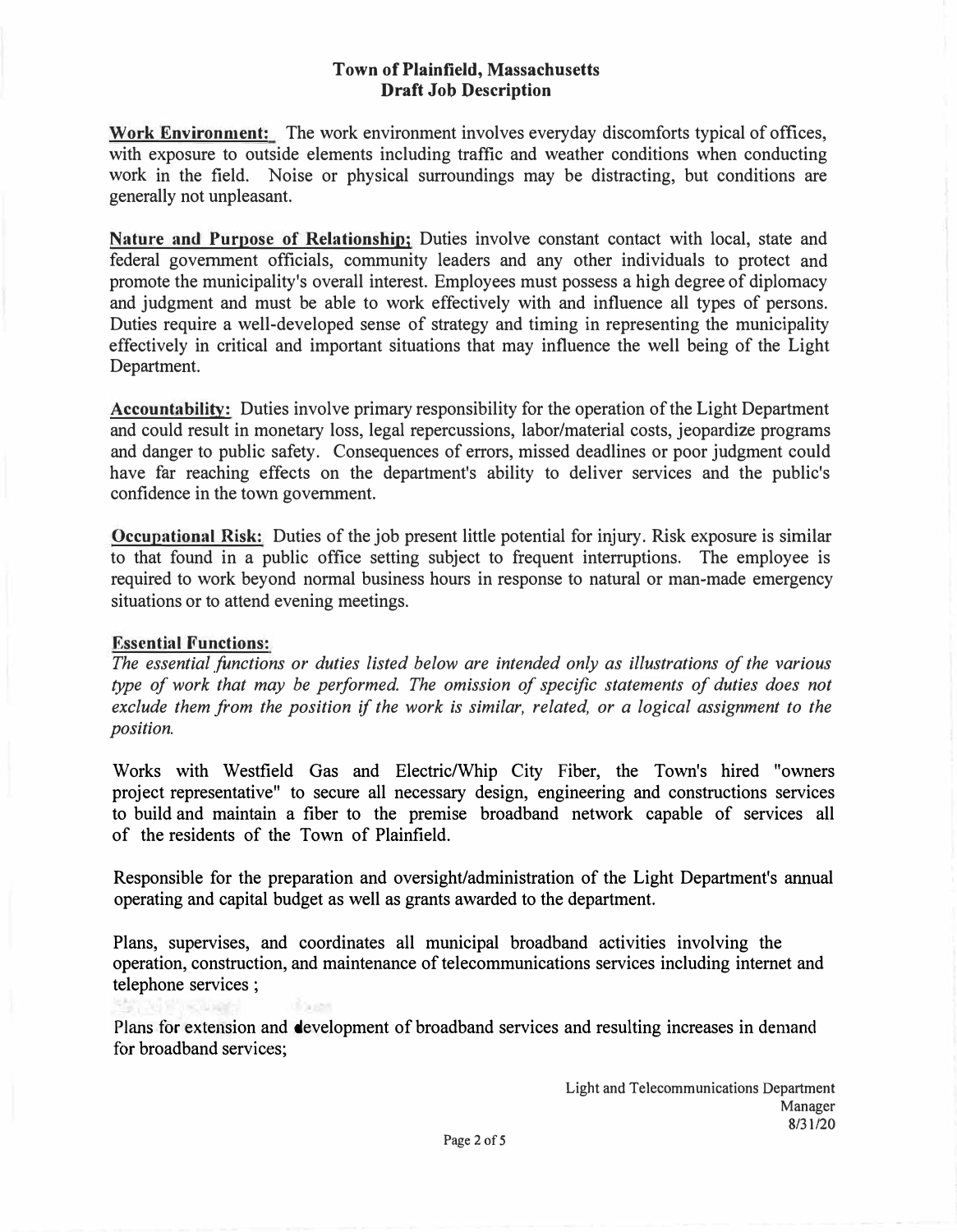**Town of Plainfield, Massachusetts**
**Draft Job Description**

**Work Environment:** The work environment involves everyday discomforts typical of offices, with exposure to outside elements including traffic and weather conditions when conducting work in the field. Noise or physical surroundings may be distracting, but conditions are generally not unpleasant.

**Nature and Purpose of Relationship;** Duties involve constant contact with local, state and federal government officials, community leaders and any other individuals to protect and promote the municipality's overall interest. Employees must possess a high degree of diplomacy and judgment and must be able to work effectively with and influence all types of persons. Duties require a well-developed sense of strategy and timing in representing the municipality effectively in critical and important situations that may influence the well being of the Light Department.

**Accountability:** Duties involve primary responsibility for the operation of the Light Department and could result in monetary loss, legal repercussions, labor/material costs, jeopardize programs and danger to public safety. Consequences of errors, missed deadlines or poor judgment could have far reaching effects on the department's ability to deliver services and the public's confidence in the town government.

**Occupational Risk:** Duties of the job present little potential for injury. Risk exposure is similar to that found in a public office setting subject to frequent interruptions. The employee is required to work beyond normal business hours in response to natural or man-made emergency situations or to attend evening meetings.

**Essential Functions:**

*The essential functions or duties listed below are intended only as illustrations of the various type of work that may be performed. The omission of specific statements of duties does not exclude them from the position if the work is similar, related, or a logical assignment to the position.*

Works with Westfield Gas and Electric/Whip City Fiber, the Town's hired "owners project representative" to secure all necessary design, engineering and constructions services to build and maintain a fiber to the premise broadband network capable of services all of the residents of the Town of Plainfield.

Responsible for the preparation and oversight/administration of the Light Department's annual operating and capital budget as well as grants awarded to the department.

Plans, supervises, and coordinates all municipal broadband activities involving the operation, construction, and maintenance of telecommunications services including internet and telephone services ;

Plans for extension and development of broadband services and resulting increases in demand for broadband services;

Light and Telecommunications Department
Manager
8/31/20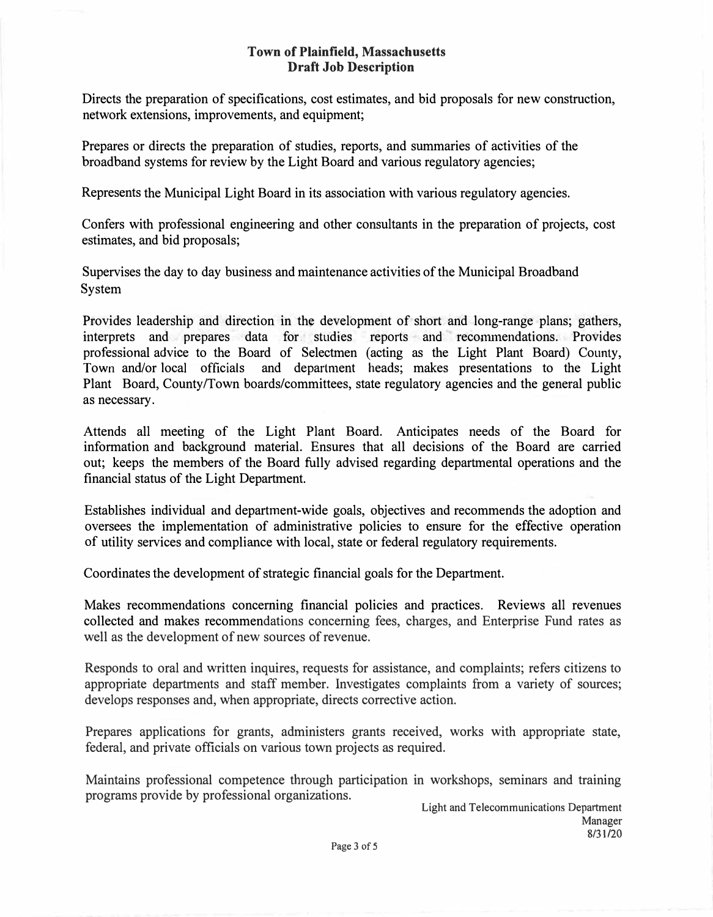**Town of Plainfield, Massachusetts**
**Draft Job Description**

Directs the preparation of specifications, cost estimates, and bid proposals for new construction, network extensions, improvements, and equipment;

Prepares or directs the preparation of studies, reports, and summaries of activities of the broadband systems for review by the Light Board and various regulatory agencies;

Represents the Municipal Light Board in its association with various regulatory agencies.

Confers with professional engineering and other consultants in the preparation of projects, cost estimates, and bid proposals;

Supervises the day to day business and maintenance activities of the Municipal Broadband System

Provides leadership and direction in the development of short and long-range plans; gathers, interprets and prepares data for studies reports and recommendations. Provides professional advice to the Board of Selectmen (acting as the Light Plant Board) County, Town and/or local officials and department heads; makes presentations to the Light Plant Board, County/Town boards/committees, state regulatory agencies and the general public as necessary.

Attends all meeting of the Light Plant Board. Anticipates needs of the Board for information and background material. Ensures that all decisions of the Board are carried out; keeps the members of the Board fully advised regarding departmental operations and the financial status of the Light Department.

Establishes individual and department-wide goals, objectives and recommends the adoption and oversees the implementation of administrative policies to ensure for the effective operation of utility services and compliance with local, state or federal regulatory requirements.

Coordinates the development of strategic financial goals for the Department.

Makes recommendations concerning financial policies and practices. Reviews all revenues collected and makes recommendations concerning fees, charges, and Enterprise Fund rates as well as the development of new sources of revenue.

Responds to oral and written inquires, requests for assistance, and complaints; refers citizens to appropriate departments and staff member. Investigates complaints from a variety of sources; develops responses and, when appropriate, directs corrective action.

Prepares applications for grants, administers grants received, works with appropriate state, federal, and private officials on various town projects as required.

Maintains professional competence through participation in workshops, seminars and training programs provide by professional organizations.

Light and Telecommunications Department Manager
8/31/20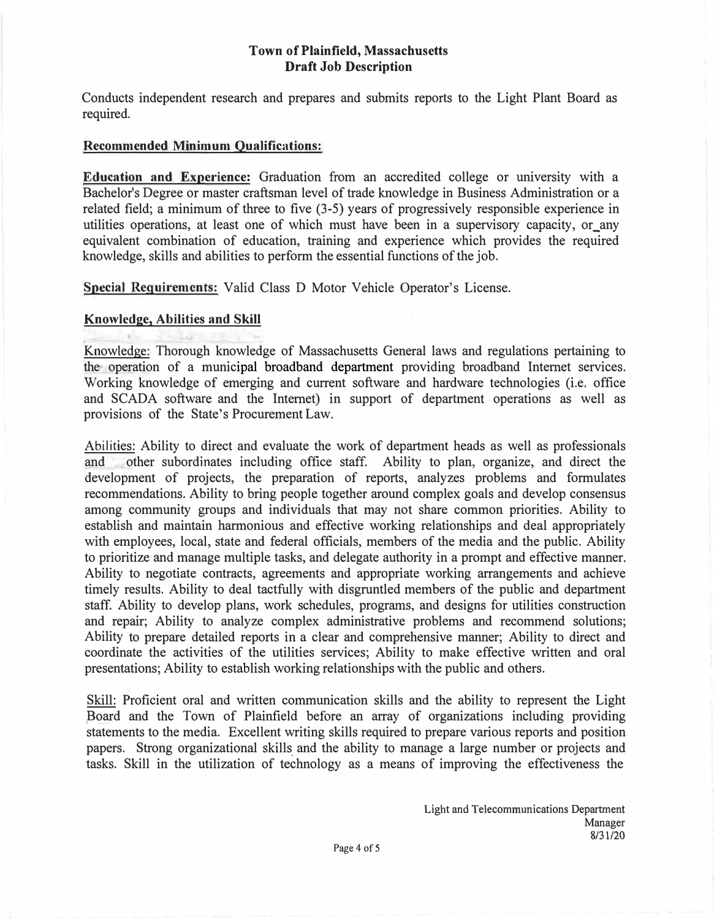Conducts independent research and prepares and submits reports to the Light Plant Board as required.

## Recommended Minimum Qualifications:

**Education and Experience:** Graduation from an accredited college or university with a Bachelor's Degree or master craftsman level of trade knowledge in Business Administration or a related field; a minimum of three to five (3-5) years of progressively responsible experience in utilities operations, at least one of which must have been in a supervisory capacity, or any equivalent combination of education, training and experience which provides the required knowledge, skills and abilities to perform the essential functions of the job.

**Special Requirements:** Valid Class D Motor Vehicle Operator's License.

## Knowledge, Abilities and Skill

Knowledge: Thorough knowledge of Massachusetts General laws and regulations pertaining to the operation of a municipal broadband department providing broadband Internet services. Working knowledge of emerging and current software and hardware technologies (i.e. office and SCADA software and the Internet) in support of department operations as well as provisions of the State's Procurement Law.

Abilities: Ability to direct and evaluate the work of department heads as well as professionals and other subordinates including office staff. Ability to plan, organize, and direct the development of projects, the preparation of reports, analyzes problems and formulates recommendations. Ability to bring people together around complex goals and develop consensus among community groups and individuals that may not share common priorities. Ability to establish and maintain harmonious and effective working relationships and deal appropriately with employees, local, state and federal officials, members of the media and the public. Ability to prioritize and manage multiple tasks, and delegate authority in a prompt and effective manner. Ability to negotiate contracts, agreements and appropriate working arrangements and achieve timely results. Ability to deal tactfully with disgruntled members of the public and department staff. Ability to develop plans, work schedules, programs, and designs for utilities construction and repair; Ability to analyze complex administrative problems and recommend solutions; Ability to prepare detailed reports in a clear and comprehensive manner; Ability to direct and coordinate the activities of the utilities services; Ability to make effective written and oral presentations; Ability to establish working relationships with the public and others.

Skill: Proficient oral and written communication skills and the ability to represent the Light Board and the Town of Plainfield before an array of organizations including providing statements to the media. Excellent writing skills required to prepare various reports and position papers. Strong organizational skills and the ability to manage a large number or projects and tasks. Skill in the utilization of technology as a means of improving the effectiveness the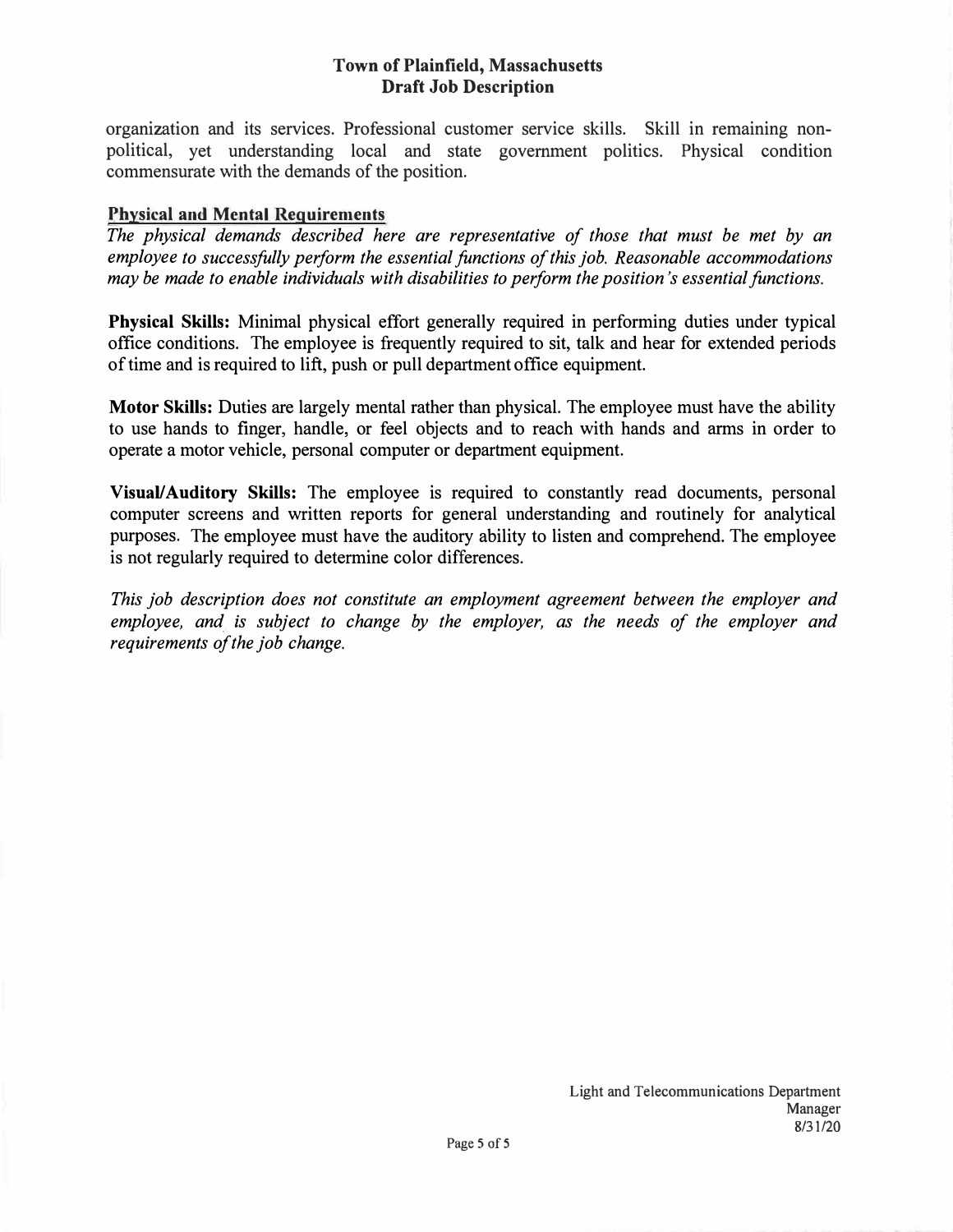organization and its services. Professional customer service skills. Skill in remaining non-political, yet understanding local and state government politics. Physical condition commensurate with the demands of the position.

## Physical and Mental Requirements

*The physical demands described here are representative of those that must be met by an employee to successfully perform the essential functions of this job. Reasonable accommodations may be made to enable individuals with disabilities to perform the position's essential functions.*

**Physical Skills:** Minimal physical effort generally required in performing duties under typical office conditions. The employee is frequently required to sit, talk and hear for extended periods of time and is required to lift, push or pull department office equipment.

**Motor Skills:** Duties are largely mental rather than physical. The employee must have the ability to use hands to finger, handle, or feel objects and to reach with hands and arms in order to operate a motor vehicle, personal computer or department equipment.

**Visual/Auditory Skills:** The employee is required to constantly read documents, personal computer screens and written reports for general understanding and routinely for analytical purposes. The employee must have the auditory ability to listen and comprehend. The employee is not regularly required to determine color differences.

*This job description does not constitute an employment agreement between the employer and employee, and is subject to change by the employer, as the needs of the employer and requirements of the job change.*